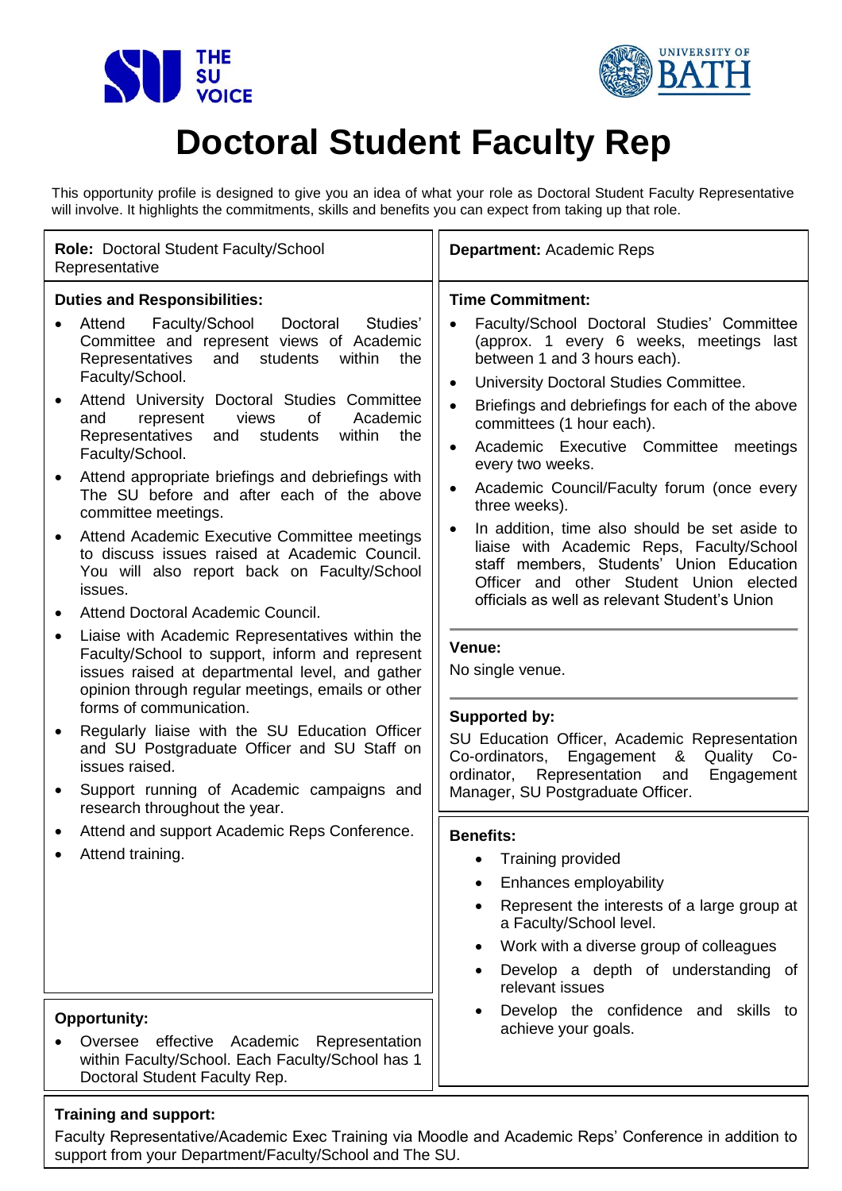# Doctoral Student Faculty Rep

This opportunity profile is designed to give you an idea of what your role as Doctoral Student Faculty Representative will involve. It highlights the commitments, skills and benefits you can expect from taking up that role.

**Role:** Doctoral Student Faculty/School Representative

**Department:** Academic Reps

**Duties and Responsibilities:**

- Attend Faculty/School Doctoral Studies' Committee and represent views of Academic Representatives and students within the Faculty/School.
- Attend University Doctoral Studies Committee and represent views of Academic Representatives and students within the Faculty/School.
- Attend appropriate briefings and debriefings with The SU before and after each of the above committee meetings.
- Attend Academic Executive Committee meetings to discuss issues raised at Academic Council. You will also report back on Faculty/School issues.
- Attend Doctoral Academic Council.
- Liaise with Academic Representatives within the Faculty/School to support, inform and represent issues raised at departmental level, and gather opinion through regular meetings, emails or other forms of communication.
- Regularly liaise with the SU Education Officer and SU Postgraduate Officer and SU Staff on issues raised.
- Support running of Academic campaigns and research throughout the year.
- Attend and support Academic Reps Conference.
- Attend training.

**Time Commitment:**

- Faculty/School Doctoral Studies' Committee (approx. 1 every 6 weeks, meetings last between 1 and 3 hours each).
- University Doctoral Studies Committee.
- Briefings and debriefings for each of the above committees (1 hour each).
- Academic Executive Committee meetings every two weeks.
- Academic Council/Faculty forum (once every three weeks).
- In addition, time also should be set aside to liaise with Academic Reps, Faculty/School staff members, Students' Union Education Officer and other Student Union elected officials as well as relevant Student's Union

**Venue:**

No single venue.

**Supported by:**

SU Education Officer, Academic Representation Co-ordinators, Engagement & Quality Co-ordinator, Representation and Engagement Manager, SU Postgraduate Officer.

**Benefits:**

- Training provided
- Enhances employability
- Represent the interests of a large group at a Faculty/School level.
- Work with a diverse group of colleagues
- Develop a depth of understanding of relevant issues
- Develop the confidence and skills to achieve your goals.

**Opportunity:**

- Oversee effective Academic Representation within Faculty/School. Each Faculty/School has 1 Doctoral Student Faculty Rep.

**Training and support:**

Faculty Representative/Academic Exec Training via Moodle and Academic Reps' Conference in addition to support from your Department/Faculty/School and The SU.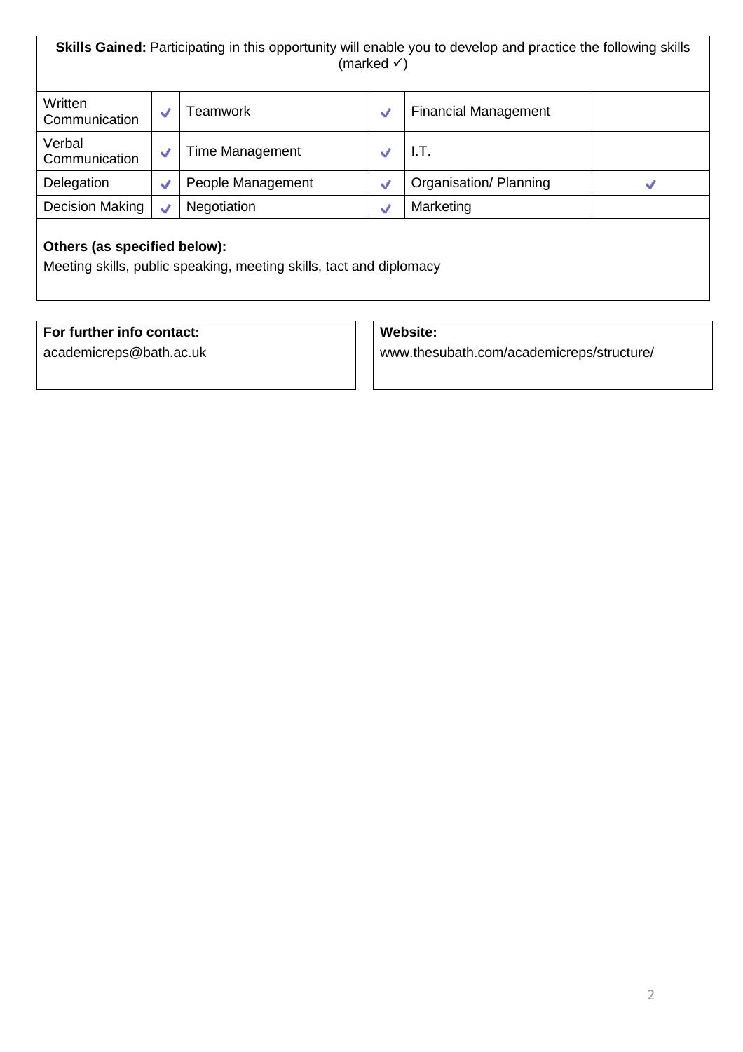**Skills Gained:** Participating in this opportunity will enable you to develop and practice the following skills (marked ✓)

| | | | | | |
|---|---|---|---|---|---|
| Written Communication | ✓ | Teamwork | ✓ | Financial Management | |
| Verbal Communication | ✓ | Time Management | ✓ | I.T. | |
| Delegation | ✓ | People Management | ✓ | Organisation/ Planning | ✓ |
| Decision Making | ✓ | Negotiation | ✓ | Marketing | |

**Others (as specified below):**

Meeting skills, public speaking, meeting skills, tact and diplomacy

**For further info contact:**

academicreps@bath.ac.uk

**Website:**

www.thesubath.com/academicreps/structure/